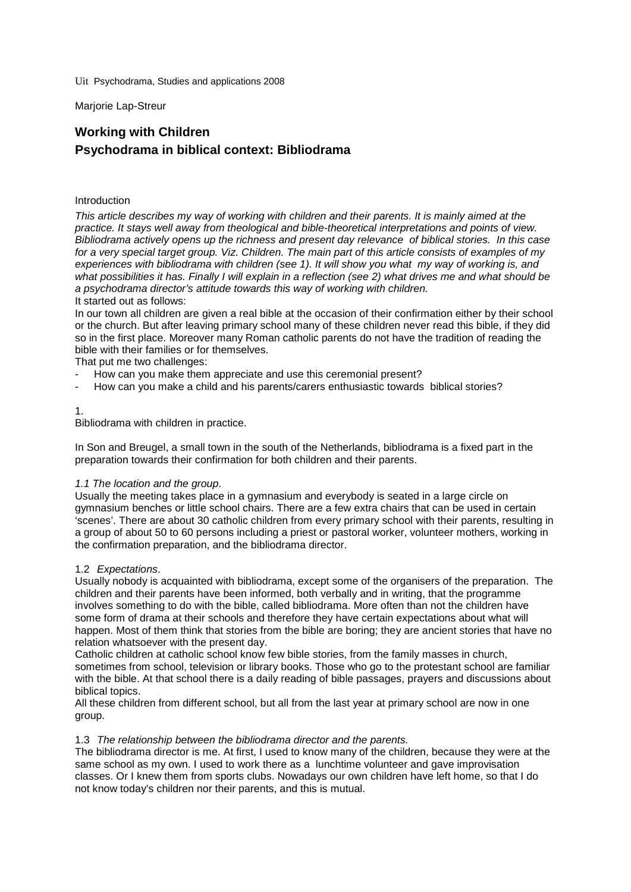Uit Psychodrama, Studies and applications 2008

Marjorie Lap-Streur

# Working with Children
# Psychodrama in biblical context: Bibliodrama

Introduction

*This article describes my way of working with children and their parents. It is mainly aimed at the practice. It stays well away from theological and bible-theoretical interpretations and points of view. Bibliodrama actively opens up the richness and present day relevance of biblical stories. In this case for a very special target group. Viz. Children. The main part of this article consists of examples of my experiences with bibliodrama with children (see 1). It will show you what my way of working is, and what possibilities it has. Finally I will explain in a reflection (see 2) what drives me and what should be a psychodrama director's attitude towards this way of working with children.*

It started out as follows:

In our town all children are given a real bible at the occasion of their confirmation either by their school or the church. But after leaving primary school many of these children never read this bible, if they did so in the first place. Moreover many Roman catholic parents do not have the tradition of reading the bible with their families or for themselves.

That put me two challenges:

- How can you make them appreciate and use this ceremonial present?
- How can you make a child and his parents/carers enthusiastic towards biblical stories?

1.

Bibliodrama with children in practice.

In Son and Breugel, a small town in the south of the Netherlands, bibliodrama is a fixed part in the preparation towards their confirmation for both children and their parents.

*1.1 The location and the group*.

Usually the meeting takes place in a gymnasium and everybody is seated in a large circle on gymnasium benches or little school chairs. There are a few extra chairs that can be used in certain 'scenes'. There are about 30 catholic children from every primary school with their parents, resulting in a group of about 50 to 60 persons including a priest or pastoral worker, volunteer mothers, working in the confirmation preparation, and the bibliodrama director.

1.2 *Expectations*.

Usually nobody is acquainted with bibliodrama, except some of the organisers of the preparation. The children and their parents have been informed, both verbally and in writing, that the programme involves something to do with the bible, called bibliodrama. More often than not the children have some form of drama at their schools and therefore they have certain expectations about what will happen. Most of them think that stories from the bible are boring; they are ancient stories that have no relation whatsoever with the present day.

Catholic children at catholic school know few bible stories, from the family masses in church, sometimes from school, television or library books. Those who go to the protestant school are familiar with the bible. At that school there is a daily reading of bible passages, prayers and discussions about biblical topics.

All these children from different school, but all from the last year at primary school are now in one group.

1.3 *The relationship between the bibliodrama director and the parents.*

The bibliodrama director is me. At first, I used to know many of the children, because they were at the same school as my own. I used to work there as a lunchtime volunteer and gave improvisation classes. Or I knew them from sports clubs. Nowadays our own children have left home, so that I do not know today's children nor their parents, and this is mutual.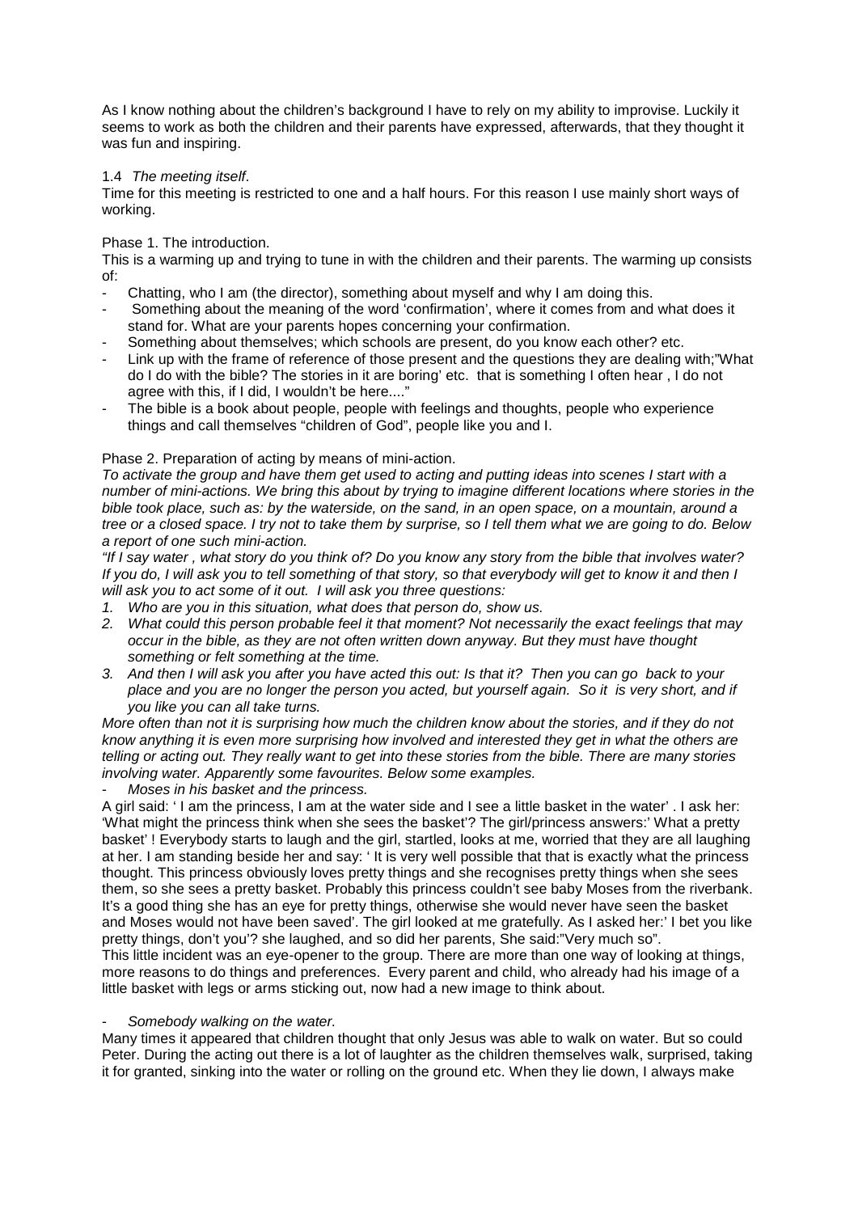As I know nothing about the children's background I have to rely on my ability to improvise. Luckily it seems to work as both the children and their parents have expressed, afterwards, that they thought it was fun and inspiring.

1.4 *The meeting itself*.

Time for this meeting is restricted to one and a half hours. For this reason I use mainly short ways of working.

Phase 1. The introduction.

This is a warming up and trying to tune in with the children and their parents. The warming up consists of:

- Chatting, who I am (the director), something about myself and why I am doing this.
- Something about the meaning of the word 'confirmation', where it comes from and what does it stand for. What are your parents hopes concerning your confirmation.
- Something about themselves; which schools are present, do you know each other? etc.
- Link up with the frame of reference of those present and the questions they are dealing with;"What do I do with the bible? The stories in it are boring' etc. that is something I often hear , I do not agree with this, if I did, I wouldn't be here...."
- The bible is a book about people, people with feelings and thoughts, people who experience things and call themselves "children of God", people like you and I.

Phase 2. Preparation of acting by means of mini-action.

*To activate the group and have them get used to acting and putting ideas into scenes I start with a number of mini-actions. We bring this about by trying to imagine different locations where stories in the bible took place, such as: by the waterside, on the sand, in an open space, on a mountain, around a tree or a closed space. I try not to take them by surprise, so I tell them what we are going to do. Below a report of one such mini-action.*

*"If I say water , what story do you think of? Do you know any story from the bible that involves water? If you do, I will ask you to tell something of that story, so that everybody will get to know it and then I will ask you to act some of it out. I will ask you three questions:*

1. *Who are you in this situation, what does that person do, show us.*
2. *What could this person probable feel it that moment? Not necessarily the exact feelings that may occur in the bible, as they are not often written down anyway. But they must have thought something or felt something at the time.*
3. *And then I will ask you after you have acted this out: Is that it? Then you can go back to your place and you are no longer the person you acted, but yourself again. So it is very short, and if you like you can all take turns.*

*More often than not it is surprising how much the children know about the stories, and if they do not know anything it is even more surprising how involved and interested they get in what the others are telling or acting out. They really want to get into these stories from the bible. There are many stories involving water. Apparently some favourites. Below some examples.*

- *Moses in his basket and the princess.*

A girl said: ' I am the princess, I am at the water side and I see a little basket in the water' . I ask her: 'What might the princess think when she sees the basket'? The girl/princess answers:' What a pretty basket' ! Everybody starts to laugh and the girl, startled, looks at me, worried that they are all laughing at her. I am standing beside her and say: ' It is very well possible that that is exactly what the princess thought. This princess obviously loves pretty things and she recognises pretty things when she sees them, so she sees a pretty basket. Probably this princess couldn't see baby Moses from the riverbank. It's a good thing she has an eye for pretty things, otherwise she would never have seen the basket and Moses would not have been saved'. The girl looked at me gratefully. As I asked her:' I bet you like pretty things, don't you'? she laughed, and so did her parents, She said:"Very much so".

This little incident was an eye-opener to the group. There are more than one way of looking at things, more reasons to do things and preferences. Every parent and child, who already had his image of a little basket with legs or arms sticking out, now had a new image to think about.

- *Somebody walking on the water.*

Many times it appeared that children thought that only Jesus was able to walk on water. But so could Peter. During the acting out there is a lot of laughter as the children themselves walk, surprised, taking it for granted, sinking into the water or rolling on the ground etc. When they lie down, I always make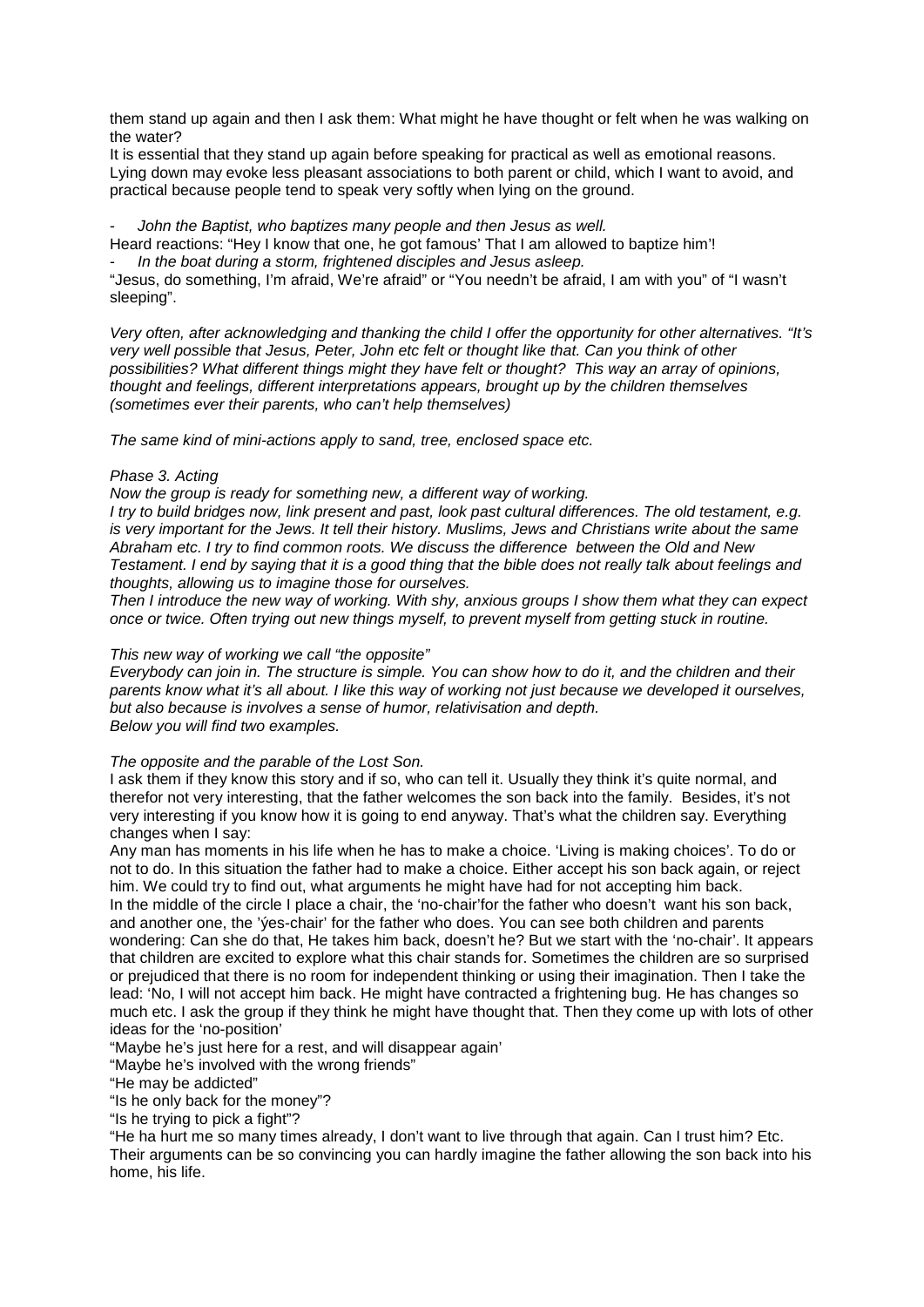them stand up again and then I ask them: What might he have thought or felt when he was walking on the water?

It is essential that they stand up again before speaking for practical as well as emotional reasons. Lying down may evoke less pleasant associations to both parent or child, which I want to avoid, and practical because people tend to speak very softly when lying on the ground.

- *John the Baptist, who baptizes many people and then Jesus as well.*

Heard reactions: "Hey I know that one, he got famous' That I am allowed to baptize him'!

- *In the boat during a storm, frightened disciples and Jesus asleep.*

"Jesus, do something, I'm afraid, We're afraid" or "You needn't be afraid, I am with you" of "I wasn't sleeping".

*Very often, after acknowledging and thanking the child I offer the opportunity for other alternatives. "It's very well possible that Jesus, Peter, John etc felt or thought like that. Can you think of other possibilities? What different things might they have felt or thought? This way an array of opinions, thought and feelings, different interpretations appears, brought up by the children themselves (sometimes ever their parents, who can't help themselves)*

*The same kind of mini-actions apply to sand, tree, enclosed space etc.*

*Phase 3. Acting*

*Now the group is ready for something new, a different way of working.*

*I try to build bridges now, link present and past, look past cultural differences. The old testament, e.g. is very important for the Jews. It tell their history. Muslims, Jews and Christians write about the same Abraham etc. I try to find common roots. We discuss the difference between the Old and New Testament. I end by saying that it is a good thing that the bible does not really talk about feelings and thoughts, allowing us to imagine those for ourselves.*

*Then I introduce the new way of working. With shy, anxious groups I show them what they can expect once or twice. Often trying out new things myself, to prevent myself from getting stuck in routine.*

*This new way of working we call "the opposite"*

*Everybody can join in. The structure is simple. You can show how to do it, and the children and their parents know what it's all about. I like this way of working not just because we developed it ourselves, but also because is involves a sense of humor, relativisation and depth.*

*Below you will find two examples.*

*The opposite and the parable of the Lost Son.*

I ask them if they know this story and if so, who can tell it. Usually they think it's quite normal, and therefor not very interesting, that the father welcomes the son back into the family. Besides, it's not very interesting if you know how it is going to end anyway. That's what the children say. Everything changes when I say:

Any man has moments in his life when he has to make a choice. 'Living is making choices'. To do or not to do. In this situation the father had to make a choice. Either accept his son back again, or reject him. We could try to find out, what arguments he might have had for not accepting him back.

In the middle of the circle I place a chair, the 'no-chair'for the father who doesn't want his son back, and another one, the 'ýes-chair' for the father who does. You can see both children and parents wondering: Can she do that, He takes him back, doesn't he? But we start with the 'no-chair'. It appears that children are excited to explore what this chair stands for. Sometimes the children are so surprised or prejudiced that there is no room for independent thinking or using their imagination. Then I take the lead: 'No, I will not accept him back. He might have contracted a frightening bug. He has changes so much etc. I ask the group if they think he might have thought that. Then they come up with lots of other ideas for the 'no-position'

"Maybe he's just here for a rest, and will disappear again'

"Maybe he's involved with the wrong friends"

"He may be addicted"

"Is he only back for the money"?

"Is he trying to pick a fight"?

"He ha hurt me so many times already, I don't want to live through that again. Can I trust him? Etc. Their arguments can be so convincing you can hardly imagine the father allowing the son back into his home, his life.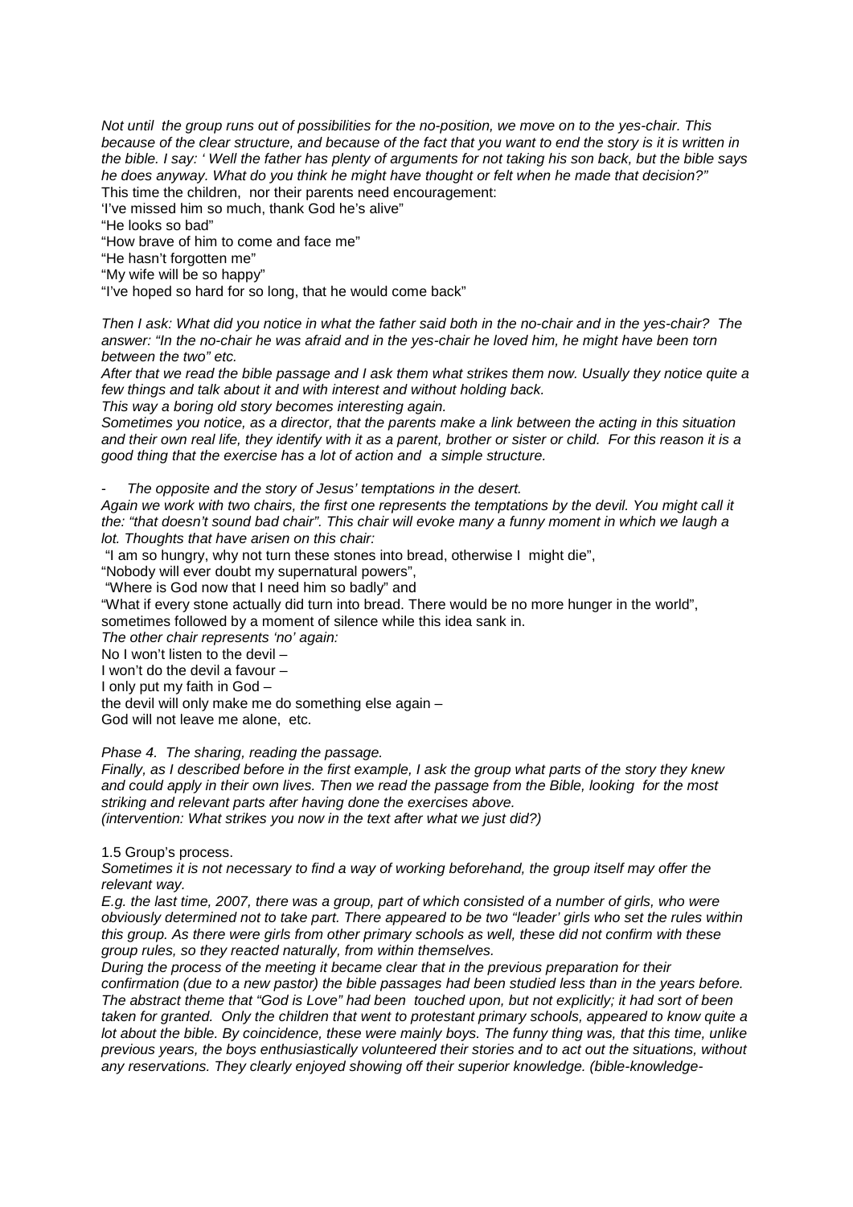*Not until the group runs out of possibilities for the no-position, we move on to the yes-chair. This because of the clear structure, and because of the fact that you want to end the story is it is written in the bible. I say: ' Well the father has plenty of arguments for not taking his son back, but the bible says he does anyway. What do you think he might have thought or felt when he made that decision?"*

This time the children, nor their parents need encouragement:

'I've missed him so much, thank God he's alive"

"He looks so bad"

"How brave of him to come and face me"

"He hasn't forgotten me"

"My wife will be so happy"

"I've hoped so hard for so long, that he would come back"

*Then I ask: What did you notice in what the father said both in the no-chair and in the yes-chair? The answer: "In the no-chair he was afraid and in the yes-chair he loved him, he might have been torn between the two" etc.*

*After that we read the bible passage and I ask them what strikes them now. Usually they notice quite a few things and talk about it with interest and without holding back.*

*This way a boring old story becomes interesting again.*

*Sometimes you notice, as a director, that the parents make a link between the acting in this situation and their own real life, they identify with it as a parent, brother or sister or child. For this reason it is a good thing that the exercise has a lot of action and a simple structure.*

- *The opposite and the story of Jesus' temptations in the desert.*

*Again we work with two chairs, the first one represents the temptations by the devil. You might call it the: "that doesn't sound bad chair". This chair will evoke many a funny moment in which we laugh a lot. Thoughts that have arisen on this chair:*

"I am so hungry, why not turn these stones into bread, otherwise I might die",

"Nobody will ever doubt my supernatural powers",

"Where is God now that I need him so badly" and

"What if every stone actually did turn into bread. There would be no more hunger in the world", sometimes followed by a moment of silence while this idea sank in.

*The other chair represents 'no' again:*

No I won't listen to the devil –

I won't do the devil a favour –

I only put my faith in God –

the devil will only make me do something else again –

God will not leave me alone, etc.

*Phase 4. The sharing, reading the passage.*

*Finally, as I described before in the first example, I ask the group what parts of the story they knew and could apply in their own lives. Then we read the passage from the Bible, looking for the most striking and relevant parts after having done the exercises above.*

*(intervention: What strikes you now in the text after what we just did?)*

1.5 Group's process.

*Sometimes it is not necessary to find a way of working beforehand, the group itself may offer the relevant way.*

*E.g. the last time, 2007, there was a group, part of which consisted of a number of girls, who were obviously determined not to take part. There appeared to be two "leader' girls who set the rules within this group. As there were girls from other primary schools as well, these did not confirm with these group rules, so they reacted naturally, from within themselves.*

*During the process of the meeting it became clear that in the previous preparation for their confirmation (due to a new pastor) the bible passages had been studied less than in the years before. The abstract theme that "God is Love" had been touched upon, but not explicitly; it had sort of been taken for granted. Only the children that went to protestant primary schools, appeared to know quite a lot about the bible. By coincidence, these were mainly boys. The funny thing was, that this time, unlike previous years, the boys enthusiastically volunteered their stories and to act out the situations, without any reservations. They clearly enjoyed showing off their superior knowledge. (bible-knowledge-*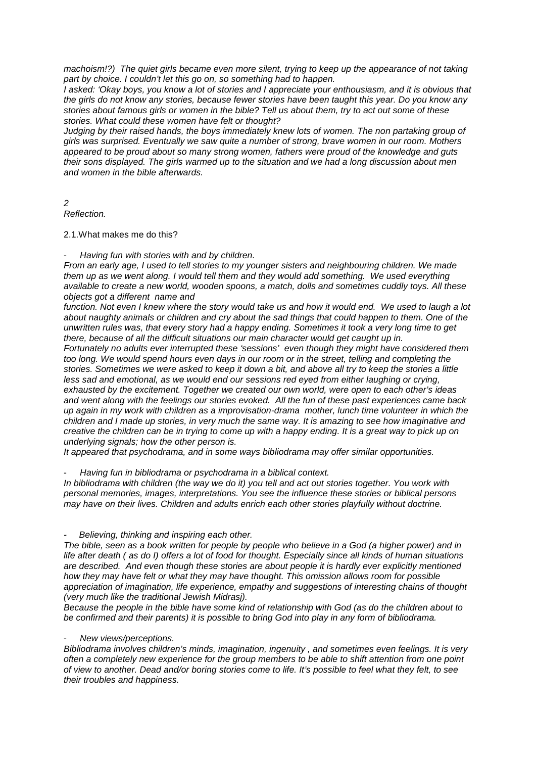*machoism!?) The quiet girls became even more silent, trying to keep up the appearance of not taking part by choice. I couldn't let this go on, so something had to happen.*

*I asked: 'Okay boys, you know a lot of stories and I appreciate your enthousiasm, and it is obvious that the girls do not know any stories, because fewer stories have been taught this year. Do you know any stories about famous girls or women in the bible? Tell us about them, try to act out some of these stories. What could these women have felt or thought?*

*Judging by their raised hands, the boys immediately knew lots of women. The non partaking group of girls was surprised. Eventually we saw quite a number of strong, brave women in our room. Mothers appeared to be proud about so many strong women, fathers were proud of the knowledge and guts their sons displayed. The girls warmed up to the situation and we had a long discussion about men and women in the bible afterwards.*

## *2*
## *Reflection.*

### 2.1.What makes me do this?

- *Having fun with stories with and by children.*

*From an early age, I used to tell stories to my younger sisters and neighbouring children. We made them up as we went along. I would tell them and they would add something. We used everything available to create a new world, wooden spoons, a match, dolls and sometimes cuddly toys. All these objects got a different name and function. Not even I knew where the story would take us and how it would end. We used to laugh a lot about naughty animals or children and cry about the sad things that could happen to them. One of the unwritten rules was, that every story had a happy ending. Sometimes it took a very long time to get there, because of all the difficult situations our main character would get caught up in.*

*Fortunately no adults ever interrupted these 'sessions' even though they might have considered them too long. We would spend hours even days in our room or in the street, telling and completing the stories. Sometimes we were asked to keep it down a bit, and above all try to keep the stories a little less sad and emotional, as we would end our sessions red eyed from either laughing or crying, exhausted by the excitement. Together we created our own world, were open to each other's ideas and went along with the feelings our stories evoked. All the fun of these past experiences came back up again in my work with children as a improvisation-drama mother, lunch time volunteer in which the children and I made up stories, in very much the same way. It is amazing to see how imaginative and creative the children can be in trying to come up with a happy ending. It is a great way to pick up on underlying signals; how the other person is.*

*It appeared that psychodrama, and in some ways bibliodrama may offer similar opportunities.*

- *Having fun in bibliodrama or psychodrama in a biblical context.*

*In bibliodrama with children (the way we do it) you tell and act out stories together. You work with personal memories, images, interpretations. You see the influence these stories or biblical persons may have on their lives. Children and adults enrich each other stories playfully without doctrine.*

- *Believing, thinking and inspiring each other.*

*The bible, seen as a book written for people by people who believe in a God (a higher power) and in life after death ( as do I) offers a lot of food for thought. Especially since all kinds of human situations are described. And even though these stories are about people it is hardly ever explicitly mentioned how they may have felt or what they may have thought. This omission allows room for possible appreciation of imagination, life experience, empathy and suggestions of interesting chains of thought (very much like the traditional Jewish Midrasj).*

*Because the people in the bible have some kind of relationship with God (as do the children about to be confirmed and their parents) it is possible to bring God into play in any form of bibliodrama.*

- *New views/perceptions.*

*Bibliodrama involves children's minds, imagination, ingenuity , and sometimes even feelings. It is very often a completely new experience for the group members to be able to shift attention from one point of view to another. Dead and/or boring stories come to life. It's possible to feel what they felt, to see their troubles and happiness.*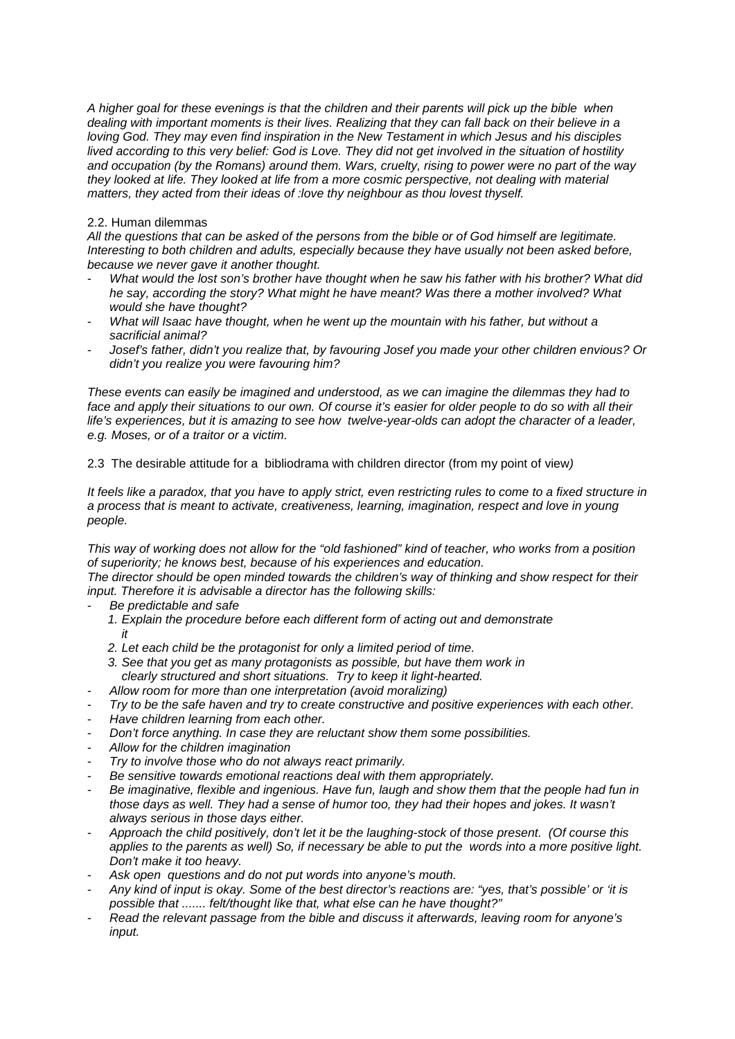*A higher goal for these evenings is that the children and their parents will pick up the bible when dealing with important moments is their lives. Realizing that they can fall back on their believe in a loving God. They may even find inspiration in the New Testament in which Jesus and his disciples lived according to this very belief: God is Love. They did not get involved in the situation of hostility and occupation (by the Romans) around them. Wars, cruelty, rising to power were no part of the way they looked at life. They looked at life from a more cosmic perspective, not dealing with material matters, they acted from their ideas of :love thy neighbour as thou lovest thyself.*

2.2. Human dilemmas

*All the questions that can be asked of the persons from the bible or of God himself are legitimate. Interesting to both children and adults, especially because they have usually not been asked before, because we never gave it another thought.*

- *What would the lost son's brother have thought when he saw his father with his brother? What did he say, according the story? What might he have meant? Was there a mother involved? What would she have thought?*
- *What will Isaac have thought, when he went up the mountain with his father, but without a sacrificial animal?*
- *Josef's father, didn't you realize that, by favouring Josef you made your other children envious? Or didn't you realize you were favouring him?*

*These events can easily be imagined and understood, as we can imagine the dilemmas they had to face and apply their situations to our own. Of course it's easier for older people to do so with all their life's experiences, but it is amazing to see how twelve-year-olds can adopt the character of a leader, e.g. Moses, or of a traitor or a victim.*

2.3 The desirable attitude for a bibliodrama with children director (from my point of view*)*

*It feels like a paradox, that you have to apply strict, even restricting rules to come to a fixed structure in a process that is meant to activate, creativeness, learning, imagination, respect and love in young people.*

*This way of working does not allow for the "old fashioned" kind of teacher, who works from a position of superiority; he knows best, because of his experiences and education.*
*The director should be open minded towards the children's way of thinking and show respect for their input. Therefore it is advisable a director has the following skills:*

- *Be predictable and safe*
  1. *Explain the procedure before each different form of acting out and demonstrate it*
  2. *Let each child be the protagonist for only a limited period of time.*
  3. *See that you get as many protagonists as possible, but have them work in clearly structured and short situations. Try to keep it light-hearted.*
- *Allow room for more than one interpretation (avoid moralizing)*
- *Try to be the safe haven and try to create constructive and positive experiences with each other.*
- *Have children learning from each other.*
- *Don't force anything. In case they are reluctant show them some possibilities.*
- *Allow for the children imagination*
- *Try to involve those who do not always react primarily.*
- *Be sensitive towards emotional reactions deal with them appropriately.*
- *Be imaginative, flexible and ingenious. Have fun, laugh and show them that the people had fun in those days as well. They had a sense of humor too, they had their hopes and jokes. It wasn't always serious in those days either.*
- *Approach the child positively, don't let it be the laughing-stock of those present. (Of course this applies to the parents as well) So, if necessary be able to put the words into a more positive light. Don't make it too heavy.*
- *Ask open questions and do not put words into anyone's mouth.*
- *Any kind of input is okay. Some of the best director's reactions are: "yes, that's possible' or 'it is possible that ....... felt/thought like that, what else can he have thought?"*
- *Read the relevant passage from the bible and discuss it afterwards, leaving room for anyone's input.*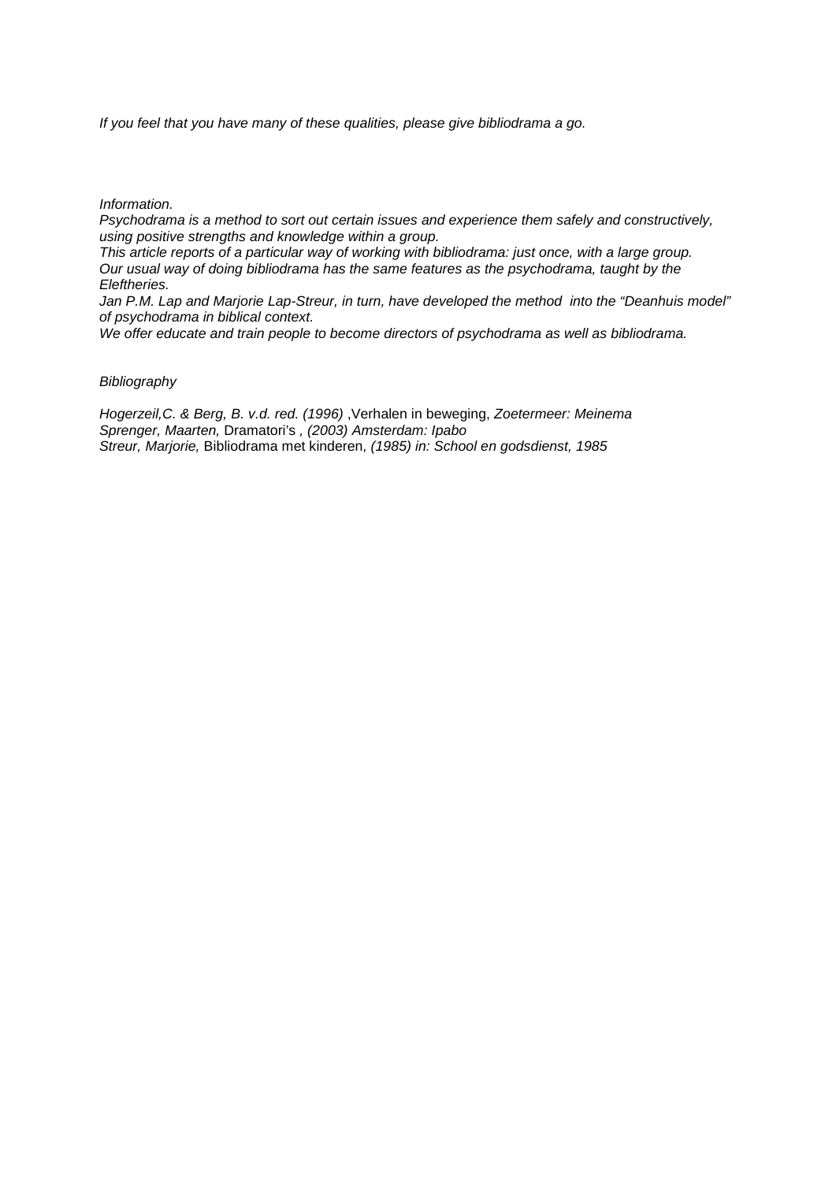*If you feel that you have many of these qualities, please give bibliodrama a go.*

*Information.*
*Psychodrama is a method to sort out certain issues and experience them safely and constructively, using positive strengths and knowledge within a group.*
*This article reports of a particular way of working with bibliodrama: just once, with a large group.*
*Our usual way of doing bibliodrama has the same features as the psychodrama, taught by the Eleftheries.*
*Jan P.M. Lap and Marjorie Lap-Streur, in turn, have developed the method into the "Deanhuis model" of psychodrama in biblical context.*
*We offer educate and train people to become directors of psychodrama as well as bibliodrama.*

*Bibliography*

*Hogerzeil,C. & Berg, B. v.d. red. (1996)* ,Verhalen in beweging, *Zoetermeer: Meinema*
*Sprenger, Maarten,* Dramatori's , *(2003) Amsterdam: Ipabo*
*Streur, Marjorie,* Bibliodrama met kinderen, *(1985) in: School en godsdienst, 1985*